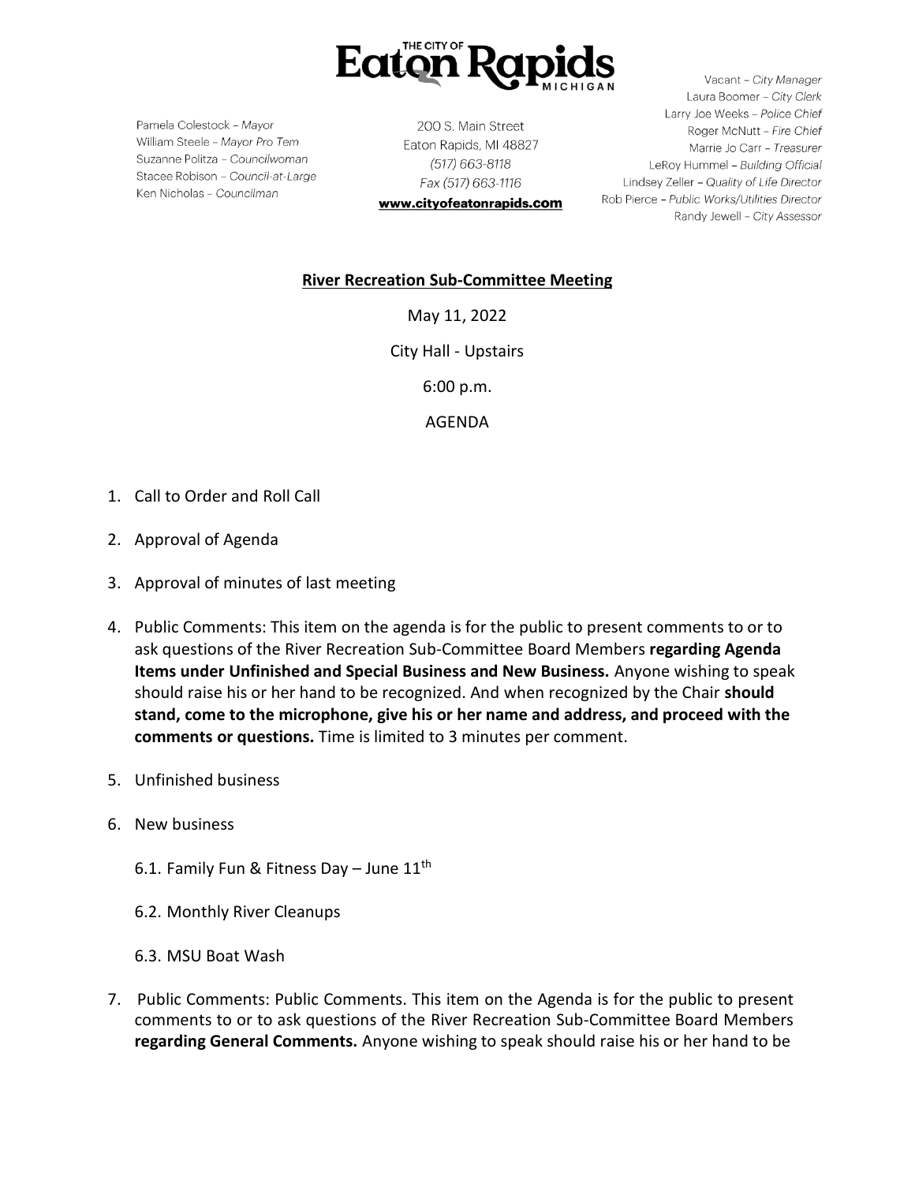**THE CITY OF Eaton Rapids MICHIGAN**

Pamela Colestock – *Mayor*
William Steele – *Mayor Pro Tem*
Suzanne Politza – *Councilwoman*
Stacee Robison – *Council-at-Large*
Ken Nicholas – *Councilman*

200 S. Main Street
Eaton Rapids, MI 48827
*(517) 663-8118*
*Fax (517) 663-1116*
**www.cityofeatonrapids.com**

Vacant – *City Manager*
Laura Boomer – *City Clerk*
Larry Joe Weeks – *Police Chief*
Roger McNutt – *Fire Chief*
Marrie Jo Carr – *Treasurer*
LeRoy Hummel – *Building Official*
Lindsey Zeller – *Quality of Life Director*
Rob Pierce – *Public Works/Utilities Director*
Randy Jewell – *City Assessor*

## River Recreation Sub-Committee Meeting

May 11, 2022

City Hall - Upstairs

6:00 p.m.

AGENDA

1. Call to Order and Roll Call
2. Approval of Agenda
3. Approval of minutes of last meeting
4. Public Comments: This item on the agenda is for the public to present comments to or to ask questions of the River Recreation Sub-Committee Board Members **regarding Agenda Items under Unfinished and Special Business and New Business.** Anyone wishing to speak should raise his or her hand to be recognized. And when recognized by the Chair **should stand, come to the microphone, give his or her name and address, and proceed with the comments or questions.** Time is limited to 3 minutes per comment.
5. Unfinished business
6. New business
   6.1. Family Fun & Fitness Day – June 11th
   6.2. Monthly River Cleanups
   6.3. MSU Boat Wash
7. Public Comments: Public Comments. This item on the Agenda is for the public to present comments to or to ask questions of the River Recreation Sub-Committee Board Members **regarding General Comments.** Anyone wishing to speak should raise his or her hand to be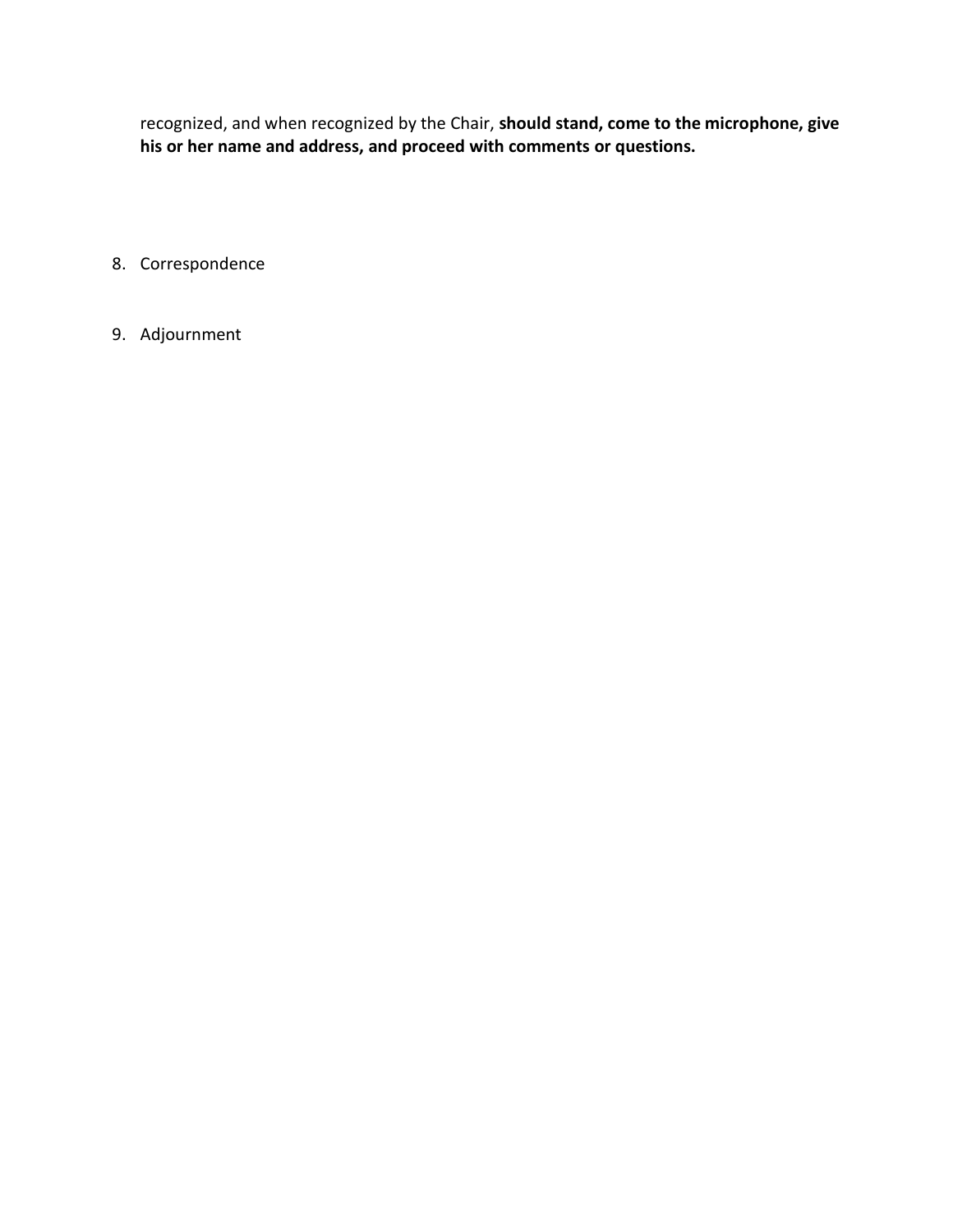recognized, and when recognized by the Chair, **should stand, come to the microphone, give his or her name and address, and proceed with comments or questions.**

8. Correspondence

9. Adjournment